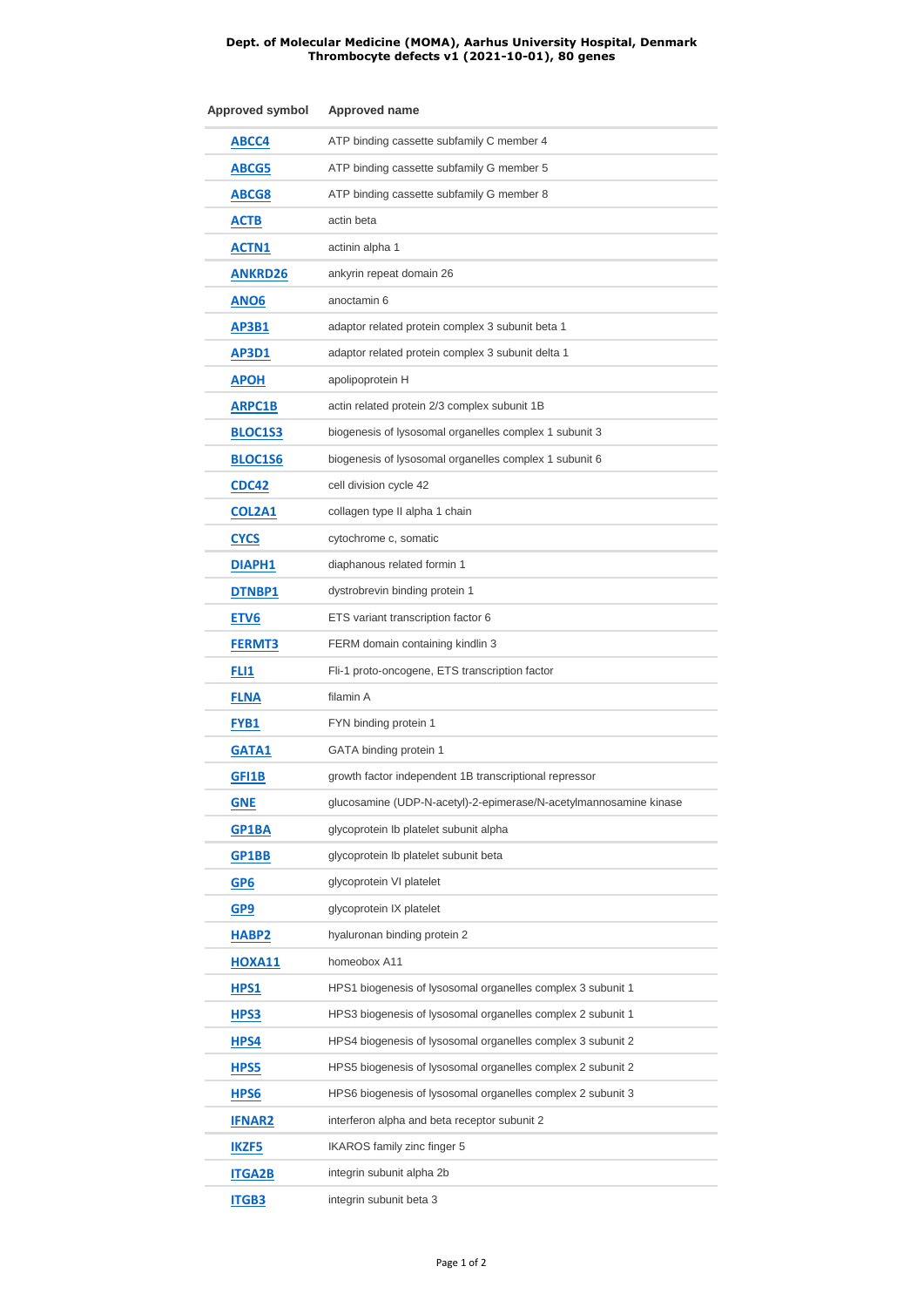**Dept. of Molecular Medicine (MOMA), Aarhus University Hospital, Denmark**
**Thrombocyte defects v1 (2021-10-01), 80 genes**

| Approved symbol | Approved name |
|---|---|
| ABCC4 | ATP binding cassette subfamily C member 4 |
| ABCG5 | ATP binding cassette subfamily G member 5 |
| ABCG8 | ATP binding cassette subfamily G member 8 |
| ACTB | actin beta |
| ACTN1 | actinin alpha 1 |
| ANKRD26 | ankyrin repeat domain 26 |
| ANO6 | anoctamin 6 |
| AP3B1 | adaptor related protein complex 3 subunit beta 1 |
| AP3D1 | adaptor related protein complex 3 subunit delta 1 |
| APOH | apolipoprotein H |
| ARPC1B | actin related protein 2/3 complex subunit 1B |
| BLOC1S3 | biogenesis of lysosomal organelles complex 1 subunit 3 |
| BLOC1S6 | biogenesis of lysosomal organelles complex 1 subunit 6 |
| CDC42 | cell division cycle 42 |
| COL2A1 | collagen type II alpha 1 chain |
| CYCS | cytochrome c, somatic |
| DIAPH1 | diaphanous related formin 1 |
| DTNBP1 | dystrobrevin binding protein 1 |
| ETV6 | ETS variant transcription factor 6 |
| FERMT3 | FERM domain containing kindlin 3 |
| FLI1 | Fli-1 proto-oncogene, ETS transcription factor |
| FLNA | filamin A |
| FYB1 | FYN binding protein 1 |
| GATA1 | GATA binding protein 1 |
| GFI1B | growth factor independent 1B transcriptional repressor |
| GNE | glucosamine (UDP-N-acetyl)-2-epimerase/N-acetylmannosamine kinase |
| GP1BA | glycoprotein Ib platelet subunit alpha |
| GP1BB | glycoprotein Ib platelet subunit beta |
| GP6 | glycoprotein VI platelet |
| GP9 | glycoprotein IX platelet |
| HABP2 | hyaluronan binding protein 2 |
| HOXA11 | homeobox A11 |
| HPS1 | HPS1 biogenesis of lysosomal organelles complex 3 subunit 1 |
| HPS3 | HPS3 biogenesis of lysosomal organelles complex 2 subunit 1 |
| HPS4 | HPS4 biogenesis of lysosomal organelles complex 3 subunit 2 |
| HPS5 | HPS5 biogenesis of lysosomal organelles complex 2 subunit 2 |
| HPS6 | HPS6 biogenesis of lysosomal organelles complex 2 subunit 3 |
| IFNAR2 | interferon alpha and beta receptor subunit 2 |
| IKZF5 | IKAROS family zinc finger 5 |
| ITGA2B | integrin subunit alpha 2b |
| ITGB3 | integrin subunit beta 3 |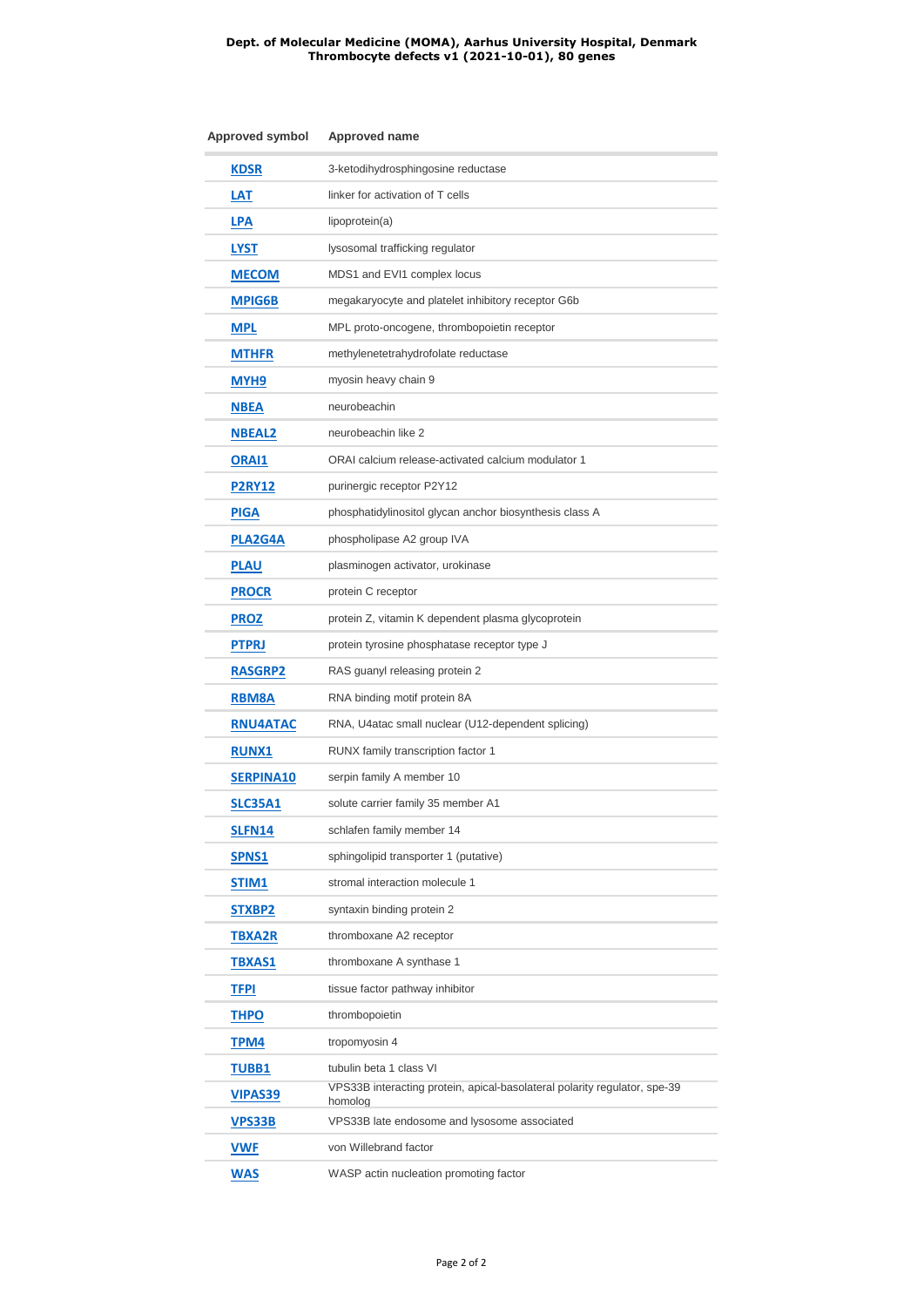| Approved symbol | Approved name |
|---|---|
| KDSR | 3-ketodihydrosphingosine reductase |
| LAT | linker for activation of T cells |
| LPA | lipoprotein(a) |
| LYST | lysosomal trafficking regulator |
| MECOM | MDS1 and EVI1 complex locus |
| MPIG6B | megakaryocyte and platelet inhibitory receptor G6b |
| MPL | MPL proto-oncogene, thrombopoietin receptor |
| MTHFR | methylenetetrahydrofolate reductase |
| MYH9 | myosin heavy chain 9 |
| NBEA | neurobeachin |
| NBEAL2 | neurobeachin like 2 |
| ORAI1 | ORAI calcium release-activated calcium modulator 1 |
| P2RY12 | purinergic receptor P2Y12 |
| PIGA | phosphatidylinositol glycan anchor biosynthesis class A |
| PLA2G4A | phospholipase A2 group IVA |
| PLAU | plasminogen activator, urokinase |
| PROCR | protein C receptor |
| PROZ | protein Z, vitamin K dependent plasma glycoprotein |
| PTPRJ | protein tyrosine phosphatase receptor type J |
| RASGRP2 | RAS guanyl releasing protein 2 |
| RBM8A | RNA binding motif protein 8A |
| RNU4ATAC | RNA, U4atac small nuclear (U12-dependent splicing) |
| RUNX1 | RUNX family transcription factor 1 |
| SERPINA10 | serpin family A member 10 |
| SLC35A1 | solute carrier family 35 member A1 |
| SLFN14 | schlafen family member 14 |
| SPNS1 | sphingolipid transporter 1 (putative) |
| STIM1 | stromal interaction molecule 1 |
| STXBP2 | syntaxin binding protein 2 |
| TBXA2R | thromboxane A2 receptor |
| TBXAS1 | thromboxane A synthase 1 |
| TFPI | tissue factor pathway inhibitor |
| THPO | thrombopoietin |
| TPM4 | tropomyosin 4 |
| TUBB1 | tubulin beta 1 class VI |
| VIPAS39 | VPS33B interacting protein, apical-basolateral polarity regulator, spe-39 homolog |
| VPS33B | VPS33B late endosome and lysosome associated |
| VWF | von Willebrand factor |
| WAS | WASP actin nucleation promoting factor |